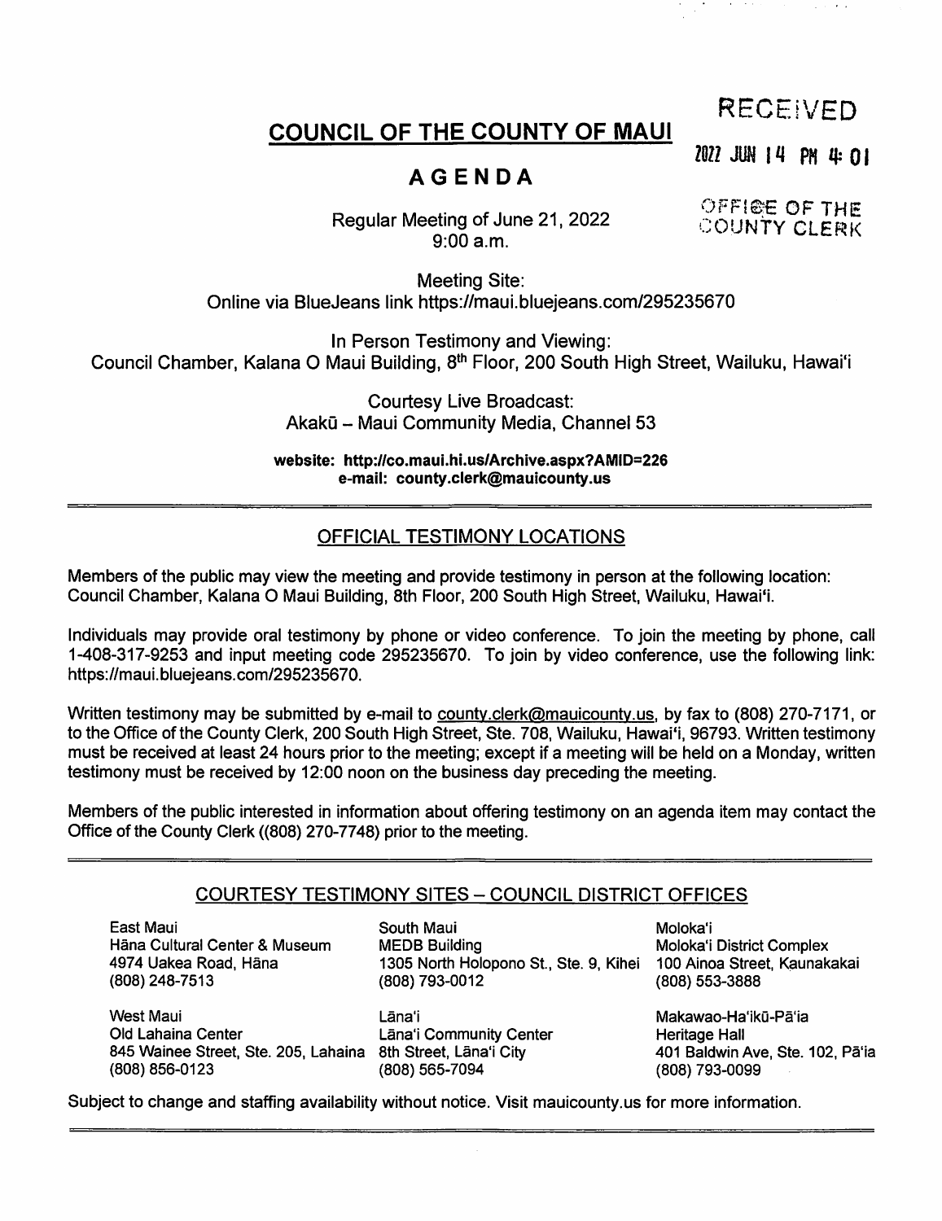RECEIVED

2022 JUN 14 PM 4:01

OFFICE OF THE COUNTY CLERK

# COUNCIL OF THE COUNTY OF MAUI

## AGENDA

Regular Meeting of June 21, 2022
9:00 a.m.

Meeting Site:
Online via BlueJeans link https://maui.bluejeans.com/295235670

In Person Testimony and Viewing:
Council Chamber, Kalana O Maui Building, 8th Floor, 200 South High Street, Wailuku, Hawaiʻi

Courtesy Live Broadcast:
Akakū – Maui Community Media, Channel 53

**website: http://co.maui.hi.us/Archive.aspx?AMID=226**
**e-mail: county.clerk@mauicounty.us**

---

### OFFICIAL TESTIMONY LOCATIONS

Members of the public may view the meeting and provide testimony in person at the following location: Council Chamber, Kalana O Maui Building, 8th Floor, 200 South High Street, Wailuku, Hawaiʻi.

Individuals may provide oral testimony by phone or video conference. To join the meeting by phone, call 1-408-317-9253 and input meeting code 295235670. To join by video conference, use the following link: https://maui.bluejeans.com/295235670.

Written testimony may be submitted by e-mail to county.clerk@mauicounty.us, by fax to (808) 270-7171, or to the Office of the County Clerk, 200 South High Street, Ste. 708, Wailuku, Hawaiʻi, 96793. Written testimony must be received at least 24 hours prior to the meeting; except if a meeting will be held on a Monday, written testimony must be received by 12:00 noon on the business day preceding the meeting.

Members of the public interested in information about offering testimony on an agenda item may contact the Office of the County Clerk ((808) 270-7748) prior to the meeting.

---

### COURTESY TESTIMONY SITES – COUNCIL DISTRICT OFFICES

East Maui
Hāna Cultural Center & Museum
4974 Uakea Road, Hāna
(808) 248-7513

South Maui
MEDB Building
1305 North Holopono St., Ste. 9, Kihei
(808) 793-0012

Molokaʻi
Molokaʻi District Complex
100 Ainoa Street, Kaunakakai
(808) 553-3888

West Maui
Old Lahaina Center
845 Wainee Street, Ste. 205, Lahaina
(808) 856-0123

Lānaʻi
Lānaʻi Community Center
8th Street, Lānaʻi City
(808) 565-7094

Makawao-Haʻikū-Pāʻia
Heritage Hall
401 Baldwin Ave, Ste. 102, Pāʻia
(808) 793-0099

Subject to change and staffing availability without notice. Visit mauicounty.us for more information.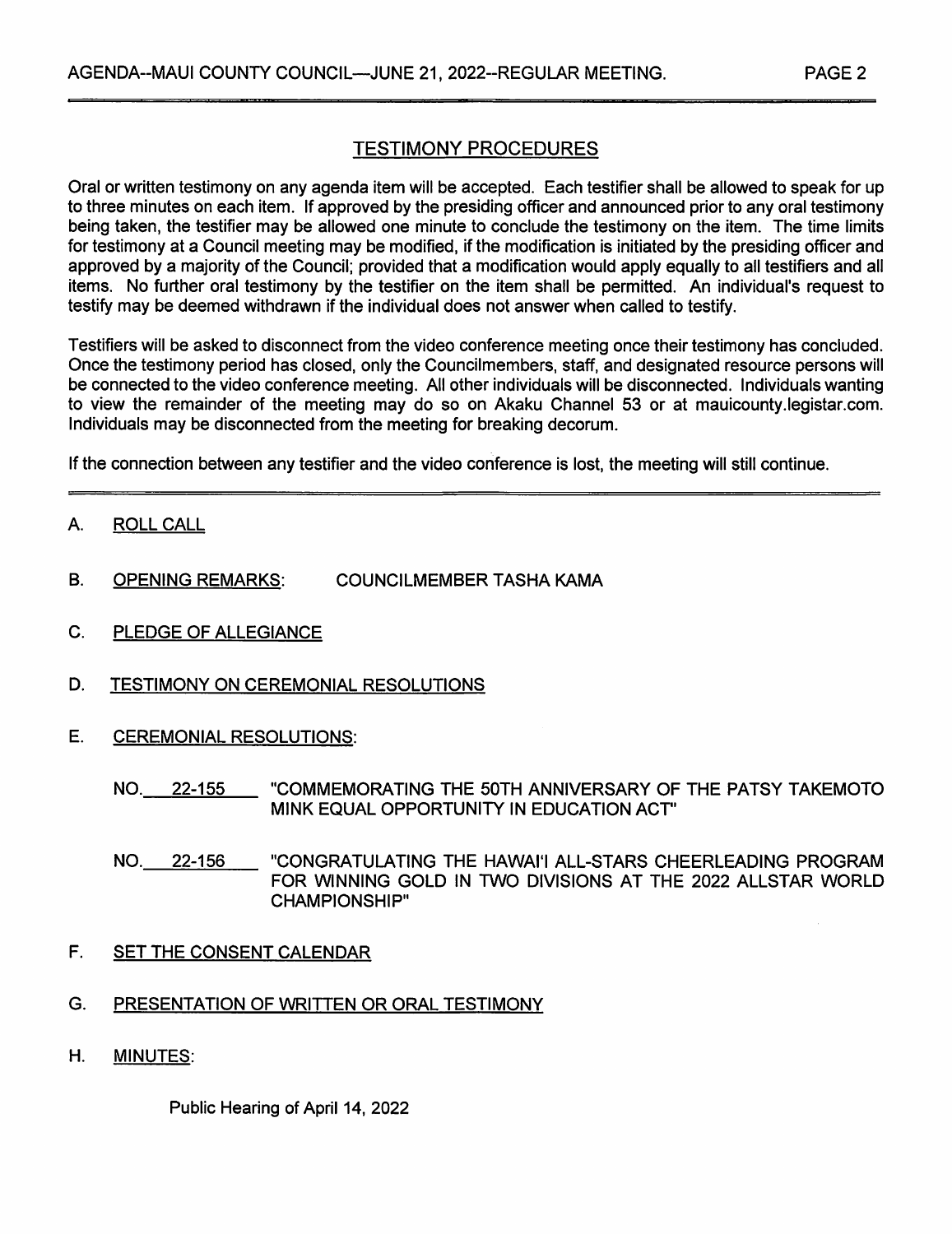## TESTIMONY PROCEDURES

Oral or written testimony on any agenda item will be accepted. Each testifier shall be allowed to speak for up to three minutes on each item. If approved by the presiding officer and announced prior to any oral testimony being taken, the testifier may be allowed one minute to conclude the testimony on the item. The time limits for testimony at a Council meeting may be modified, if the modification is initiated by the presiding officer and approved by a majority of the Council; provided that a modification would apply equally to all testifiers and all items. No further oral testimony by the testifier on the item shall be permitted. An individual's request to testify may be deemed withdrawn if the individual does not answer when called to testify.

Testifiers will be asked to disconnect from the video conference meeting once their testimony has concluded. Once the testimony period has closed, only the Councilmembers, staff, and designated resource persons will be connected to the video conference meeting. All other individuals will be disconnected. Individuals wanting to view the remainder of the meeting may do so on Akaku Channel 53 or at mauicounty.legistar.com. Individuals may be disconnected from the meeting for breaking decorum.

If the connection between any testifier and the video conference is lost, the meeting will still continue.

A. ROLL CALL

B. OPENING REMARKS: COUNCILMEMBER TASHA KAMA

C. PLEDGE OF ALLEGIANCE

D. TESTIMONY ON CEREMONIAL RESOLUTIONS

E. CEREMONIAL RESOLUTIONS:

NO. 22-155 "COMMEMORATING THE 50TH ANNIVERSARY OF THE PATSY TAKEMOTO MINK EQUAL OPPORTUNITY IN EDUCATION ACT"

NO. 22-156 "CONGRATULATING THE HAWAI'I ALL-STARS CHEERLEADING PROGRAM FOR WINNING GOLD IN TWO DIVISIONS AT THE 2022 ALLSTAR WORLD CHAMPIONSHIP"

F. SET THE CONSENT CALENDAR

G. PRESENTATION OF WRITTEN OR ORAL TESTIMONY

H. MINUTES:

Public Hearing of April 14, 2022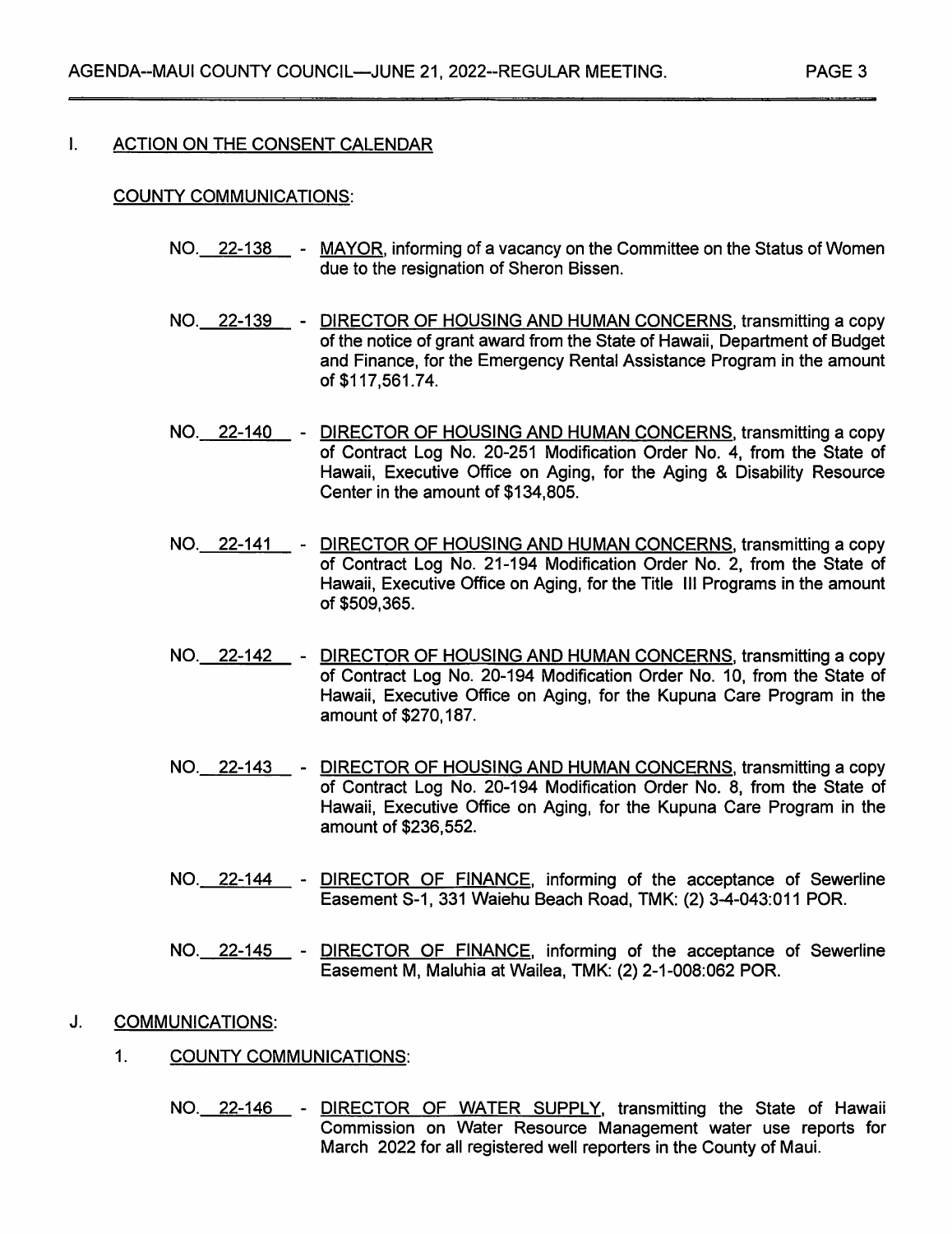## I. ACTION ON THE CONSENT CALENDAR

### COUNTY COMMUNICATIONS:

NO. 22-138 - MAYOR, informing of a vacancy on the Committee on the Status of Women due to the resignation of Sheron Bissen.

NO. 22-139 - DIRECTOR OF HOUSING AND HUMAN CONCERNS, transmitting a copy of the notice of grant award from the State of Hawaii, Department of Budget and Finance, for the Emergency Rental Assistance Program in the amount of $117,561.74.

NO. 22-140 - DIRECTOR OF HOUSING AND HUMAN CONCERNS, transmitting a copy of Contract Log No. 20-251 Modification Order No. 4, from the State of Hawaii, Executive Office on Aging, for the Aging & Disability Resource Center in the amount of $134,805.

NO. 22-141 - DIRECTOR OF HOUSING AND HUMAN CONCERNS, transmitting a copy of Contract Log No. 21-194 Modification Order No. 2, from the State of Hawaii, Executive Office on Aging, for the Title III Programs in the amount of $509,365.

NO. 22-142 - DIRECTOR OF HOUSING AND HUMAN CONCERNS, transmitting a copy of Contract Log No. 20-194 Modification Order No. 10, from the State of Hawaii, Executive Office on Aging, for the Kupuna Care Program in the amount of $270,187.

NO. 22-143 - DIRECTOR OF HOUSING AND HUMAN CONCERNS, transmitting a copy of Contract Log No. 20-194 Modification Order No. 8, from the State of Hawaii, Executive Office on Aging, for the Kupuna Care Program in the amount of $236,552.

NO. 22-144 - DIRECTOR OF FINANCE, informing of the acceptance of Sewerline Easement S-1, 331 Waiehu Beach Road, TMK: (2) 3-4-043:011 POR.

NO. 22-145 - DIRECTOR OF FINANCE, informing of the acceptance of Sewerline Easement M, Maluhia at Wailea, TMK: (2) 2-1-008:062 POR.

## J. COMMUNICATIONS:

### 1. COUNTY COMMUNICATIONS:

NO. 22-146 - DIRECTOR OF WATER SUPPLY, transmitting the State of Hawaii Commission on Water Resource Management water use reports for March 2022 for all registered well reporters in the County of Maui.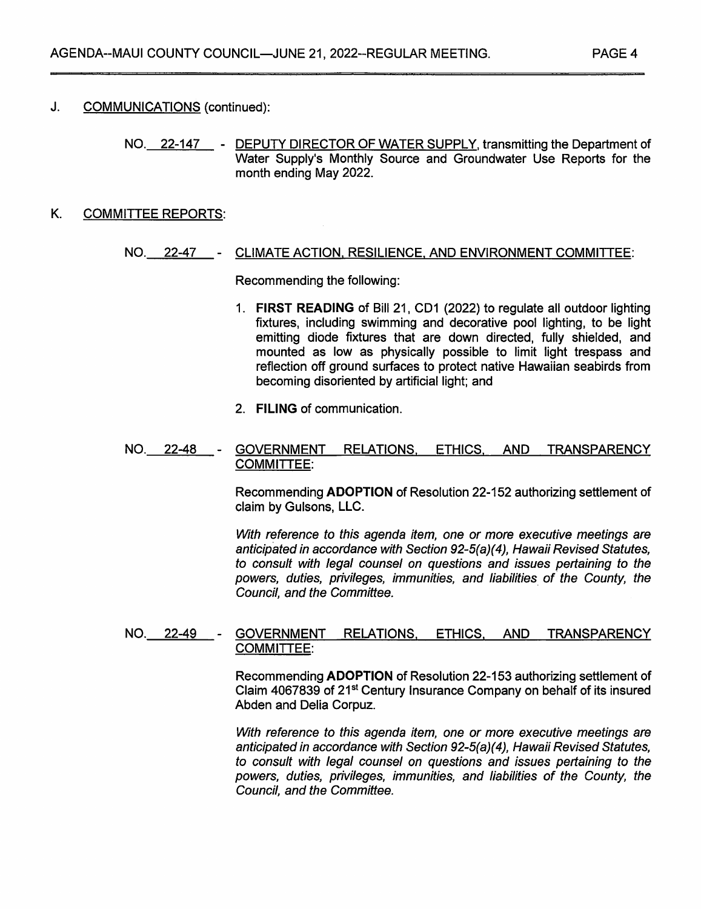## J. COMMUNICATIONS (continued):

NO. 22-147 - DEPUTY DIRECTOR OF WATER SUPPLY, transmitting the Department of Water Supply's Monthly Source and Groundwater Use Reports for the month ending May 2022.

## K. COMMITTEE REPORTS:

NO. 22-47 - CLIMATE ACTION, RESILIENCE, AND ENVIRONMENT COMMITTEE:

Recommending the following:

1. **FIRST READING** of Bill 21, CD1 (2022) to regulate all outdoor lighting fixtures, including swimming and decorative pool lighting, to be light emitting diode fixtures that are down directed, fully shielded, and mounted as low as physically possible to limit light trespass and reflection off ground surfaces to protect native Hawaiian seabirds from becoming disoriented by artificial light; and
2. **FILING** of communication.

NO. 22-48 - GOVERNMENT RELATIONS, ETHICS, AND TRANSPARENCY COMMITTEE:

Recommending **ADOPTION** of Resolution 22-152 authorizing settlement of claim by Gulsons, LLC.

*With reference to this agenda item, one or more executive meetings are anticipated in accordance with Section 92-5(a)(4), Hawaii Revised Statutes, to consult with legal counsel on questions and issues pertaining to the powers, duties, privileges, immunities, and liabilities of the County, the Council, and the Committee.*

NO. 22-49 - GOVERNMENT RELATIONS, ETHICS, AND TRANSPARENCY COMMITTEE:

Recommending **ADOPTION** of Resolution 22-153 authorizing settlement of Claim 4067839 of 21st Century Insurance Company on behalf of its insured Abden and Delia Corpuz.

*With reference to this agenda item, one or more executive meetings are anticipated in accordance with Section 92-5(a)(4), Hawaii Revised Statutes, to consult with legal counsel on questions and issues pertaining to the powers, duties, privileges, immunities, and liabilities of the County, the Council, and the Committee.*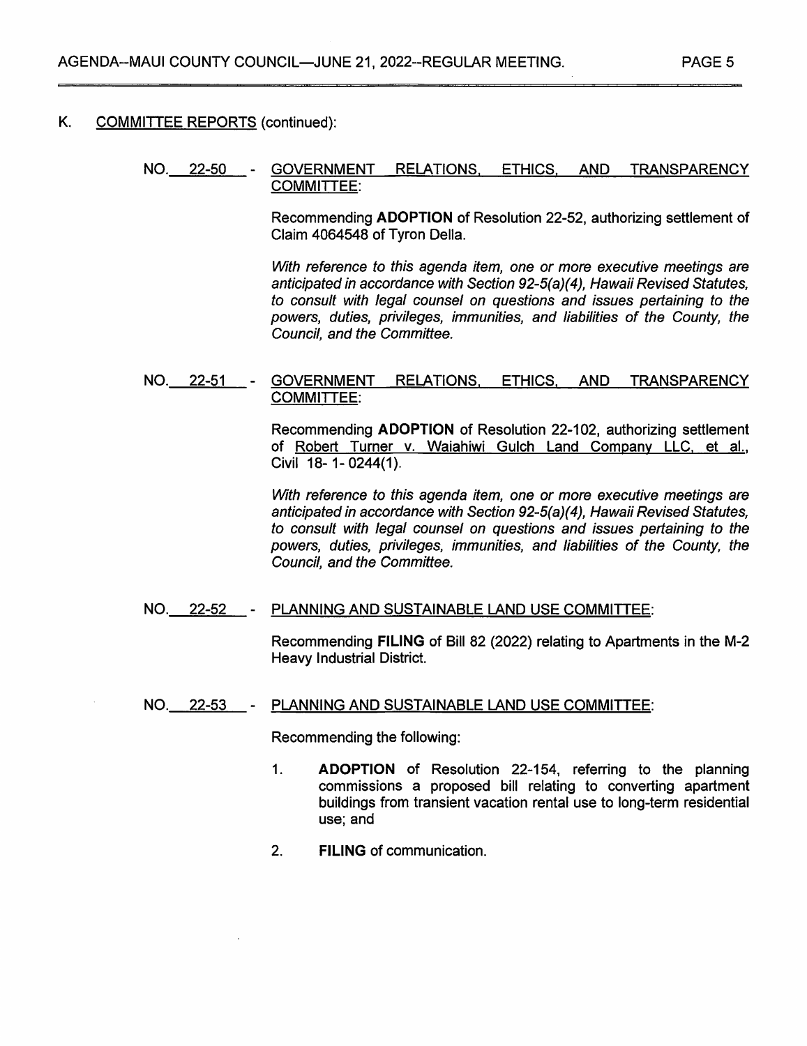## K. COMMITTEE REPORTS (continued):

NO. 22-50 - GOVERNMENT RELATIONS, ETHICS, AND TRANSPARENCY COMMITTEE:

Recommending **ADOPTION** of Resolution 22-52, authorizing settlement of Claim 4064548 of Tyron Della.

*With reference to this agenda item, one or more executive meetings are anticipated in accordance with Section 92-5(a)(4), Hawaii Revised Statutes, to consult with legal counsel on questions and issues pertaining to the powers, duties, privileges, immunities, and liabilities of the County, the Council, and the Committee.*

NO. 22-51 - GOVERNMENT RELATIONS, ETHICS, AND TRANSPARENCY COMMITTEE:

Recommending **ADOPTION** of Resolution 22-102, authorizing settlement of Robert Turner v. Waiahiwi Gulch Land Company LLC, et al., Civil 18- 1- 0244(1).

*With reference to this agenda item, one or more executive meetings are anticipated in accordance with Section 92-5(a)(4), Hawaii Revised Statutes, to consult with legal counsel on questions and issues pertaining to the powers, duties, privileges, immunities, and liabilities of the County, the Council, and the Committee.*

NO. 22-52 - PLANNING AND SUSTAINABLE LAND USE COMMITTEE:

Recommending **FILING** of Bill 82 (2022) relating to Apartments in the M-2 Heavy Industrial District.

NO. 22-53 - PLANNING AND SUSTAINABLE LAND USE COMMITTEE:

Recommending the following:

1. **ADOPTION** of Resolution 22-154, referring to the planning commissions a proposed bill relating to converting apartment buildings from transient vacation rental use to long-term residential use; and
2. **FILING** of communication.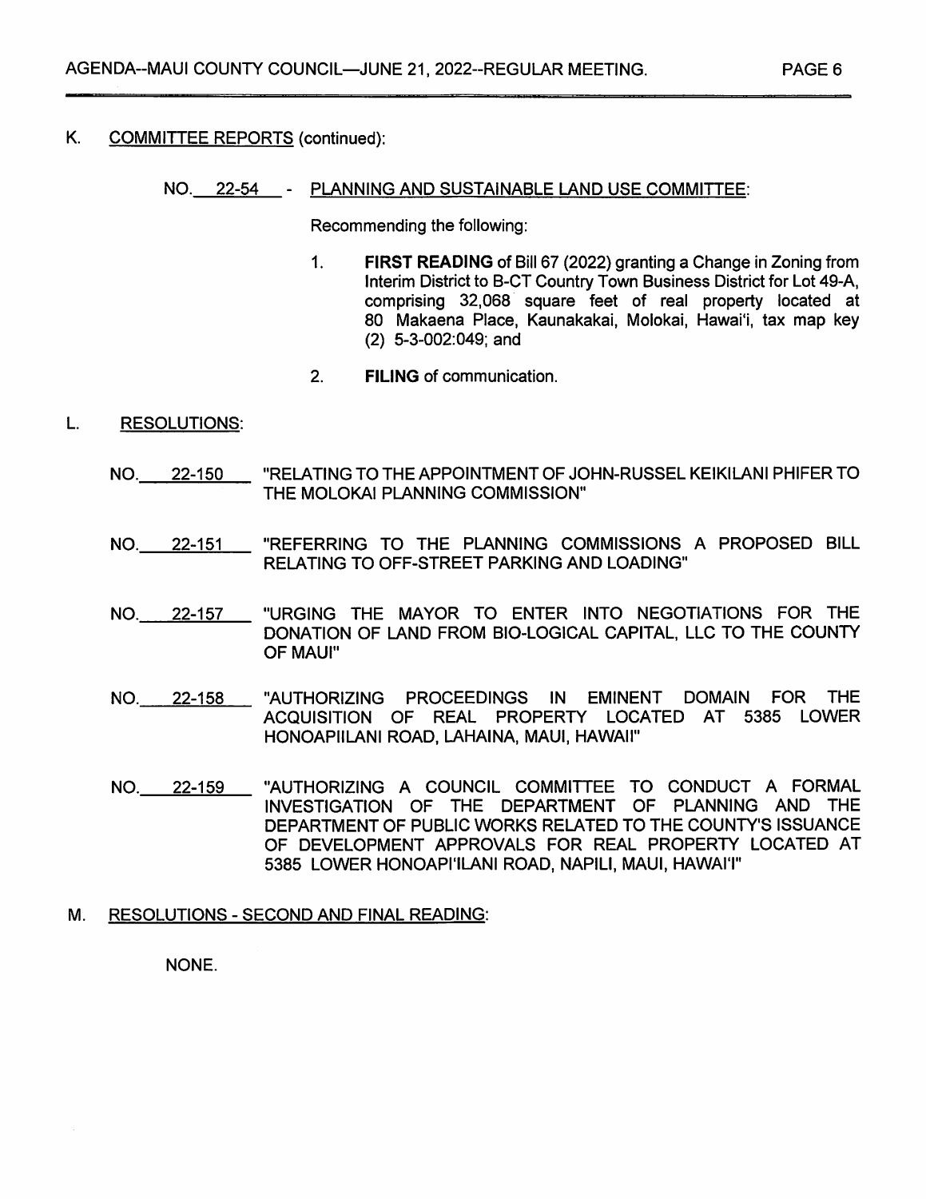## K. COMMITTEE REPORTS (continued):

NO. 22-54 - PLANNING AND SUSTAINABLE LAND USE COMMITTEE:

Recommending the following:

1. **FIRST READING** of Bill 67 (2022) granting a Change in Zoning from Interim District to B-CT Country Town Business District for Lot 49-A, comprising 32,068 square feet of real property located at 80 Makaena Place, Kaunakakai, Molokai, Hawai'i, tax map key (2) 5-3-002:049; and

2. **FILING** of communication.

## L. RESOLUTIONS:

NO. 22-150 "RELATING TO THE APPOINTMENT OF JOHN-RUSSEL KEIKILANI PHIFER TO THE MOLOKAI PLANNING COMMISSION"

NO. 22-151 "REFERRING TO THE PLANNING COMMISSIONS A PROPOSED BILL RELATING TO OFF-STREET PARKING AND LOADING"

NO. 22-157 "URGING THE MAYOR TO ENTER INTO NEGOTIATIONS FOR THE DONATION OF LAND FROM BIO-LOGICAL CAPITAL, LLC TO THE COUNTY OF MAUI"

NO. 22-158 "AUTHORIZING PROCEEDINGS IN EMINENT DOMAIN FOR THE ACQUISITION OF REAL PROPERTY LOCATED AT 5385 LOWER HONOAPIILANI ROAD, LAHAINA, MAUI, HAWAII"

NO. 22-159 "AUTHORIZING A COUNCIL COMMITTEE TO CONDUCT A FORMAL INVESTIGATION OF THE DEPARTMENT OF PLANNING AND THE DEPARTMENT OF PUBLIC WORKS RELATED TO THE COUNTY'S ISSUANCE OF DEVELOPMENT APPROVALS FOR REAL PROPERTY LOCATED AT 5385 LOWER HONOAPI'ILANI ROAD, NAPILI, MAUI, HAWAI'I"

## M. RESOLUTIONS - SECOND AND FINAL READING:

NONE.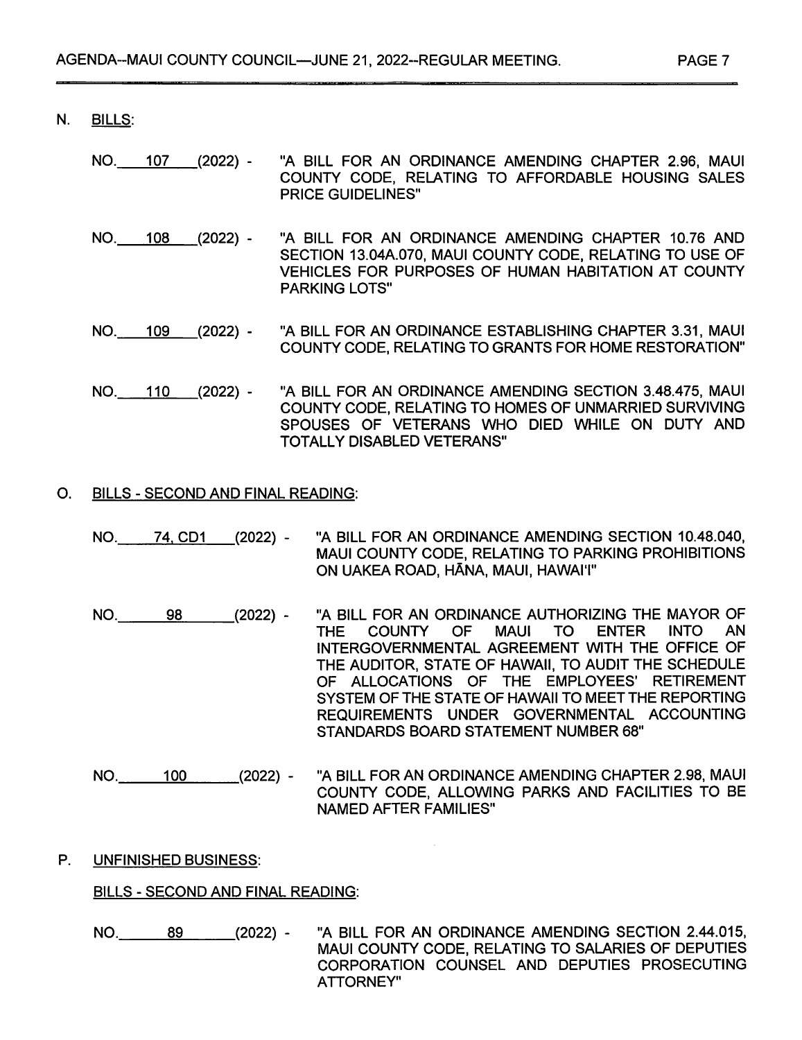N. BILLS:

NO. 107 (2022) - "A BILL FOR AN ORDINANCE AMENDING CHAPTER 2.96, MAUI COUNTY CODE, RELATING TO AFFORDABLE HOUSING SALES PRICE GUIDELINES"

NO. 108 (2022) - "A BILL FOR AN ORDINANCE AMENDING CHAPTER 10.76 AND SECTION 13.04A.070, MAUI COUNTY CODE, RELATING TO USE OF VEHICLES FOR PURPOSES OF HUMAN HABITATION AT COUNTY PARKING LOTS"

NO. 109 (2022) - "A BILL FOR AN ORDINANCE ESTABLISHING CHAPTER 3.31, MAUI COUNTY CODE, RELATING TO GRANTS FOR HOME RESTORATION"

NO. 110 (2022) - "A BILL FOR AN ORDINANCE AMENDING SECTION 3.48.475, MAUI COUNTY CODE, RELATING TO HOMES OF UNMARRIED SURVIVING SPOUSES OF VETERANS WHO DIED WHILE ON DUTY AND TOTALLY DISABLED VETERANS"

O. BILLS - SECOND AND FINAL READING:

NO. 74, CD1 (2022) - "A BILL FOR AN ORDINANCE AMENDING SECTION 10.48.040, MAUI COUNTY CODE, RELATING TO PARKING PROHIBITIONS ON UAKEA ROAD, HĀNA, MAUI, HAWAI'I"

NO. 98 (2022) - "A BILL FOR AN ORDINANCE AUTHORIZING THE MAYOR OF THE COUNTY OF MAUI TO ENTER INTO AN INTERGOVERNMENTAL AGREEMENT WITH THE OFFICE OF THE AUDITOR, STATE OF HAWAII, TO AUDIT THE SCHEDULE OF ALLOCATIONS OF THE EMPLOYEES' RETIREMENT SYSTEM OF THE STATE OF HAWAII TO MEET THE REPORTING REQUIREMENTS UNDER GOVERNMENTAL ACCOUNTING STANDARDS BOARD STATEMENT NUMBER 68"

NO. 100 (2022) - "A BILL FOR AN ORDINANCE AMENDING CHAPTER 2.98, MAUI COUNTY CODE, ALLOWING PARKS AND FACILITIES TO BE NAMED AFTER FAMILIES"

P. UNFINISHED BUSINESS:

BILLS - SECOND AND FINAL READING:

NO. 89 (2022) - "A BILL FOR AN ORDINANCE AMENDING SECTION 2.44.015, MAUI COUNTY CODE, RELATING TO SALARIES OF DEPUTIES CORPORATION COUNSEL AND DEPUTIES PROSECUTING ATTORNEY"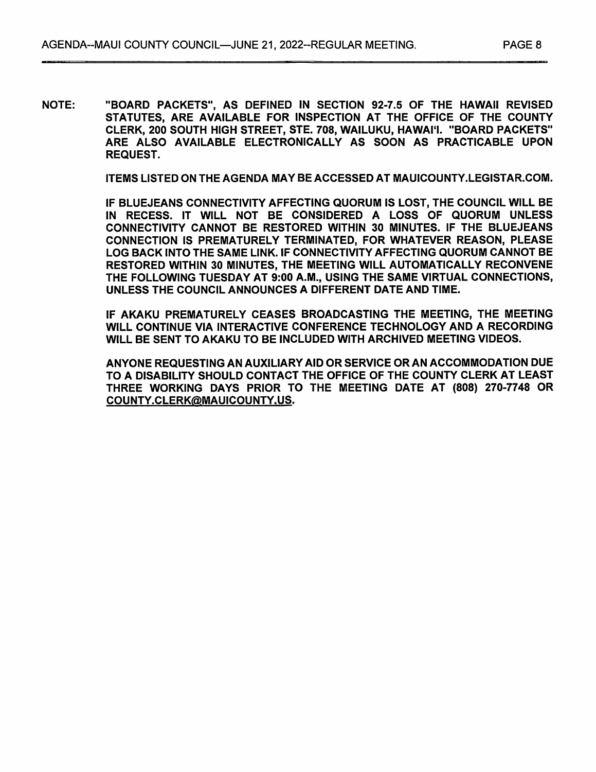**NOTE:** "BOARD PACKETS", AS DEFINED IN SECTION 92-7.5 OF THE HAWAII REVISED STATUTES, ARE AVAILABLE FOR INSPECTION AT THE OFFICE OF THE COUNTY CLERK, 200 SOUTH HIGH STREET, STE. 708, WAILUKU, HAWAI'I. "BOARD PACKETS" ARE ALSO AVAILABLE ELECTRONICALLY AS SOON AS PRACTICABLE UPON REQUEST.

ITEMS LISTED ON THE AGENDA MAY BE ACCESSED AT MAUICOUNTY.LEGISTAR.COM.

IF BLUEJEANS CONNECTIVITY AFFECTING QUORUM IS LOST, THE COUNCIL WILL BE IN RECESS. IT WILL NOT BE CONSIDERED A LOSS OF QUORUM UNLESS CONNECTIVITY CANNOT BE RESTORED WITHIN 30 MINUTES. IF THE BLUEJEANS CONNECTION IS PREMATURELY TERMINATED, FOR WHATEVER REASON, PLEASE LOG BACK INTO THE SAME LINK. IF CONNECTIVITY AFFECTING QUORUM CANNOT BE RESTORED WITHIN 30 MINUTES, THE MEETING WILL AUTOMATICALLY RECONVENE THE FOLLOWING TUESDAY AT 9:00 A.M., USING THE SAME VIRTUAL CONNECTIONS, UNLESS THE COUNCIL ANNOUNCES A DIFFERENT DATE AND TIME.

IF AKAKU PREMATURELY CEASES BROADCASTING THE MEETING, THE MEETING WILL CONTINUE VIA INTERACTIVE CONFERENCE TECHNOLOGY AND A RECORDING WILL BE SENT TO AKAKU TO BE INCLUDED WITH ARCHIVED MEETING VIDEOS.

ANYONE REQUESTING AN AUXILIARY AID OR SERVICE OR AN ACCOMMODATION DUE TO A DISABILITY SHOULD CONTACT THE OFFICE OF THE COUNTY CLERK AT LEAST THREE WORKING DAYS PRIOR TO THE MEETING DATE AT (808) 270-7748 OR COUNTY.CLERK@MAUICOUNTY.US.